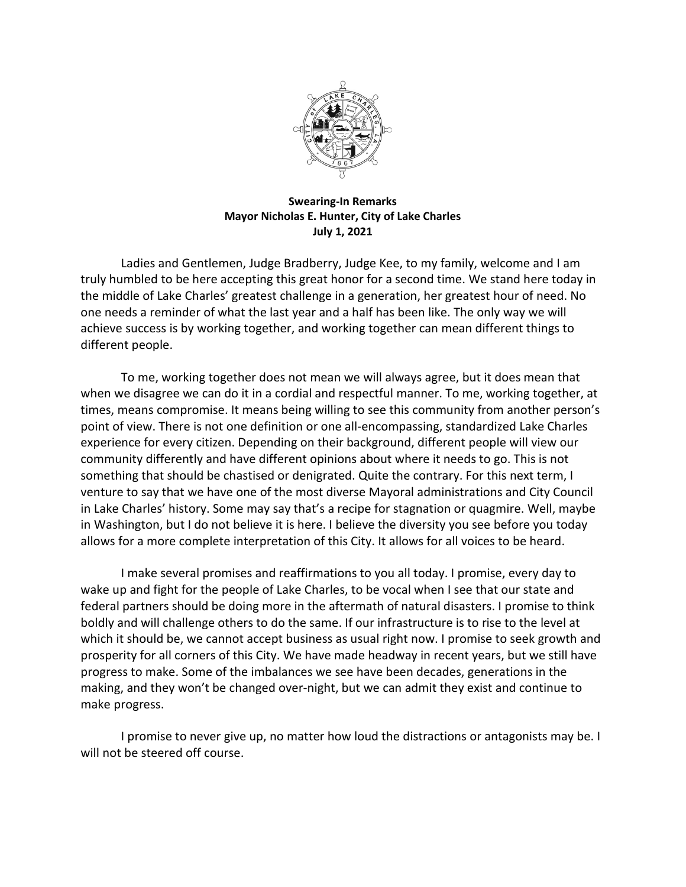**Swearing-In Remarks**
**Mayor Nicholas E. Hunter, City of Lake Charles**
**July 1, 2021**

Ladies and Gentlemen, Judge Bradberry, Judge Kee, to my family, welcome and I am truly humbled to be here accepting this great honor for a second time. We stand here today in the middle of Lake Charles' greatest challenge in a generation, her greatest hour of need. No one needs a reminder of what the last year and a half has been like. The only way we will achieve success is by working together, and working together can mean different things to different people.

To me, working together does not mean we will always agree, but it does mean that when we disagree we can do it in a cordial and respectful manner. To me, working together, at times, means compromise. It means being willing to see this community from another person's point of view. There is not one definition or one all-encompassing, standardized Lake Charles experience for every citizen. Depending on their background, different people will view our community differently and have different opinions about where it needs to go. This is not something that should be chastised or denigrated. Quite the contrary. For this next term, I venture to say that we have one of the most diverse Mayoral administrations and City Council in Lake Charles' history. Some may say that's a recipe for stagnation or quagmire. Well, maybe in Washington, but I do not believe it is here. I believe the diversity you see before you today allows for a more complete interpretation of this City. It allows for all voices to be heard.

I make several promises and reaffirmations to you all today. I promise, every day to wake up and fight for the people of Lake Charles, to be vocal when I see that our state and federal partners should be doing more in the aftermath of natural disasters. I promise to think boldly and will challenge others to do the same. If our infrastructure is to rise to the level at which it should be, we cannot accept business as usual right now. I promise to seek growth and prosperity for all corners of this City. We have made headway in recent years, but we still have progress to make. Some of the imbalances we see have been decades, generations in the making, and they won't be changed over-night, but we can admit they exist and continue to make progress.

I promise to never give up, no matter how loud the distractions or antagonists may be. I will not be steered off course.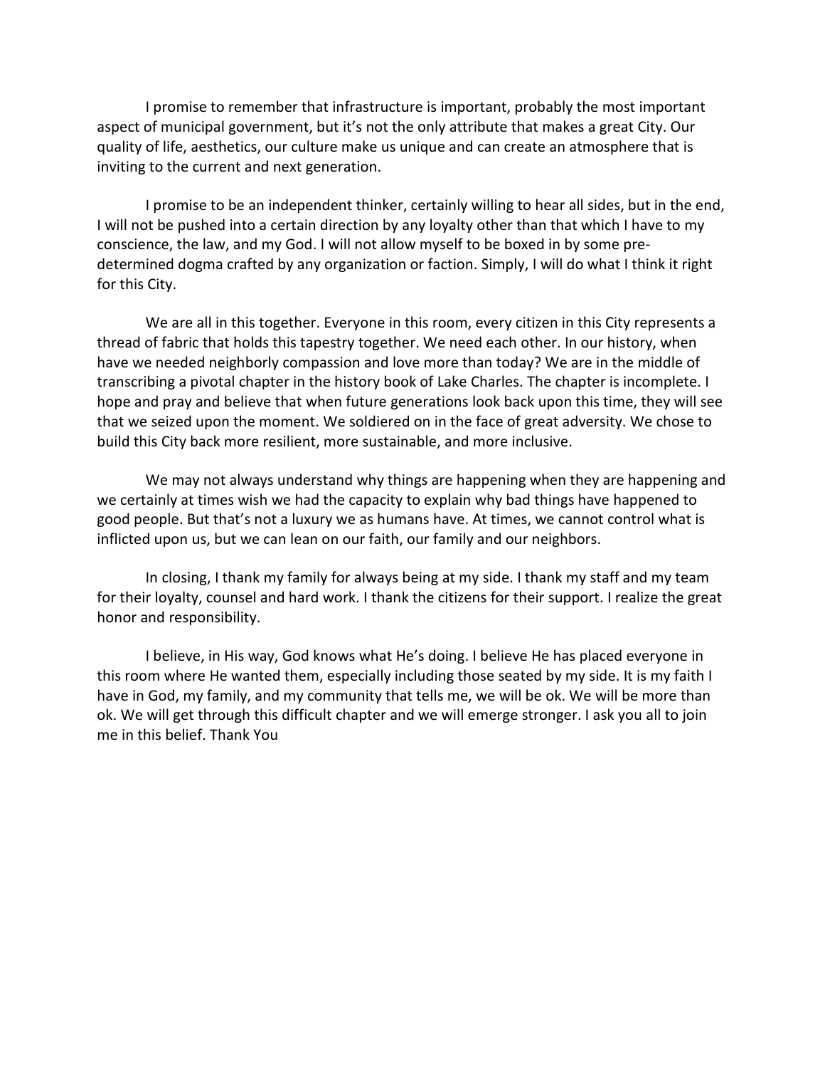I promise to remember that infrastructure is important, probably the most important aspect of municipal government, but it's not the only attribute that makes a great City. Our quality of life, aesthetics, our culture make us unique and can create an atmosphere that is inviting to the current and next generation.

I promise to be an independent thinker, certainly willing to hear all sides, but in the end, I will not be pushed into a certain direction by any loyalty other than that which I have to my conscience, the law, and my God. I will not allow myself to be boxed in by some pre-determined dogma crafted by any organization or faction. Simply, I will do what I think it right for this City.

We are all in this together. Everyone in this room, every citizen in this City represents a thread of fabric that holds this tapestry together. We need each other. In our history, when have we needed neighborly compassion and love more than today? We are in the middle of transcribing a pivotal chapter in the history book of Lake Charles. The chapter is incomplete. I hope and pray and believe that when future generations look back upon this time, they will see that we seized upon the moment. We soldiered on in the face of great adversity. We chose to build this City back more resilient, more sustainable, and more inclusive.

We may not always understand why things are happening when they are happening and we certainly at times wish we had the capacity to explain why bad things have happened to good people. But that's not a luxury we as humans have. At times, we cannot control what is inflicted upon us, but we can lean on our faith, our family and our neighbors.

In closing, I thank my family for always being at my side. I thank my staff and my team for their loyalty, counsel and hard work. I thank the citizens for their support. I realize the great honor and responsibility.

I believe, in His way, God knows what He's doing. I believe He has placed everyone in this room where He wanted them, especially including those seated by my side. It is my faith I have in God, my family, and my community that tells me, we will be ok. We will be more than ok. We will get through this difficult chapter and we will emerge stronger. I ask you all to join me in this belief. Thank You